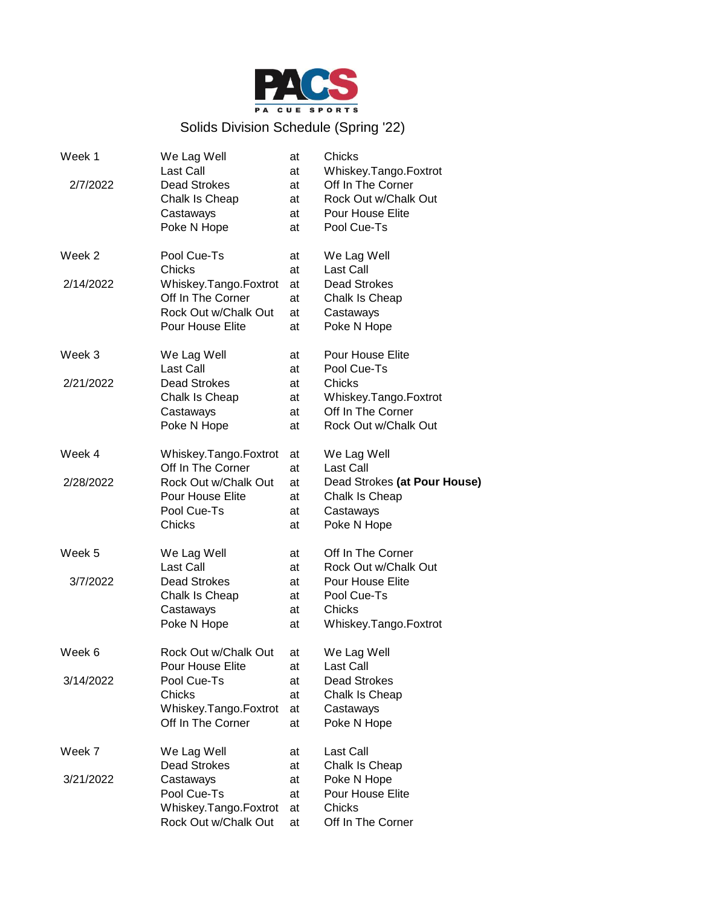# PACS

PA CUE SPORTS

## Solids Division Schedule (Spring '22)

| Week | Away | | Home |
|---|---|---|---|
| Week 1 | We Lag Well | at | Chicks |
| | Last Call | at | Whiskey.Tango.Foxtrot |
| 2/7/2022 | Dead Strokes | at | Off In The Corner |
| | Chalk Is Cheap | at | Rock Out w/Chalk Out |
| | Castaways | at | Pour House Elite |
| | Poke N Hope | at | Pool Cue-Ts |
| Week 2 | Pool Cue-Ts | at | We Lag Well |
| | Chicks | at | Last Call |
| 2/14/2022 | Whiskey.Tango.Foxtrot | at | Dead Strokes |
| | Off In The Corner | at | Chalk Is Cheap |
| | Rock Out w/Chalk Out | at | Castaways |
| | Pour House Elite | at | Poke N Hope |
| Week 3 | We Lag Well | at | Pour House Elite |
| | Last Call | at | Pool Cue-Ts |
| 2/21/2022 | Dead Strokes | at | Chicks |
| | Chalk Is Cheap | at | Whiskey.Tango.Foxtrot |
| | Castaways | at | Off In The Corner |
| | Poke N Hope | at | Rock Out w/Chalk Out |
| Week 4 | Whiskey.Tango.Foxtrot | at | We Lag Well |
| | Off In The Corner | at | Last Call |
| 2/28/2022 | Rock Out w/Chalk Out | at | Dead Strokes **(at Pour House)** |
| | Pour House Elite | at | Chalk Is Cheap |
| | Pool Cue-Ts | at | Castaways |
| | Chicks | at | Poke N Hope |
| Week 5 | We Lag Well | at | Off In The Corner |
| | Last Call | at | Rock Out w/Chalk Out |
| 3/7/2022 | Dead Strokes | at | Pour House Elite |
| | Chalk Is Cheap | at | Pool Cue-Ts |
| | Castaways | at | Chicks |
| | Poke N Hope | at | Whiskey.Tango.Foxtrot |
| Week 6 | Rock Out w/Chalk Out | at | We Lag Well |
| | Pour House Elite | at | Last Call |
| 3/14/2022 | Pool Cue-Ts | at | Dead Strokes |
| | Chicks | at | Chalk Is Cheap |
| | Whiskey.Tango.Foxtrot | at | Castaways |
| | Off In The Corner | at | Poke N Hope |
| Week 7 | We Lag Well | at | Last Call |
| | Dead Strokes | at | Chalk Is Cheap |
| 3/21/2022 | Castaways | at | Poke N Hope |
| | Pool Cue-Ts | at | Pour House Elite |
| | Whiskey.Tango.Foxtrot | at | Chicks |
| | Rock Out w/Chalk Out | at | Off In The Corner |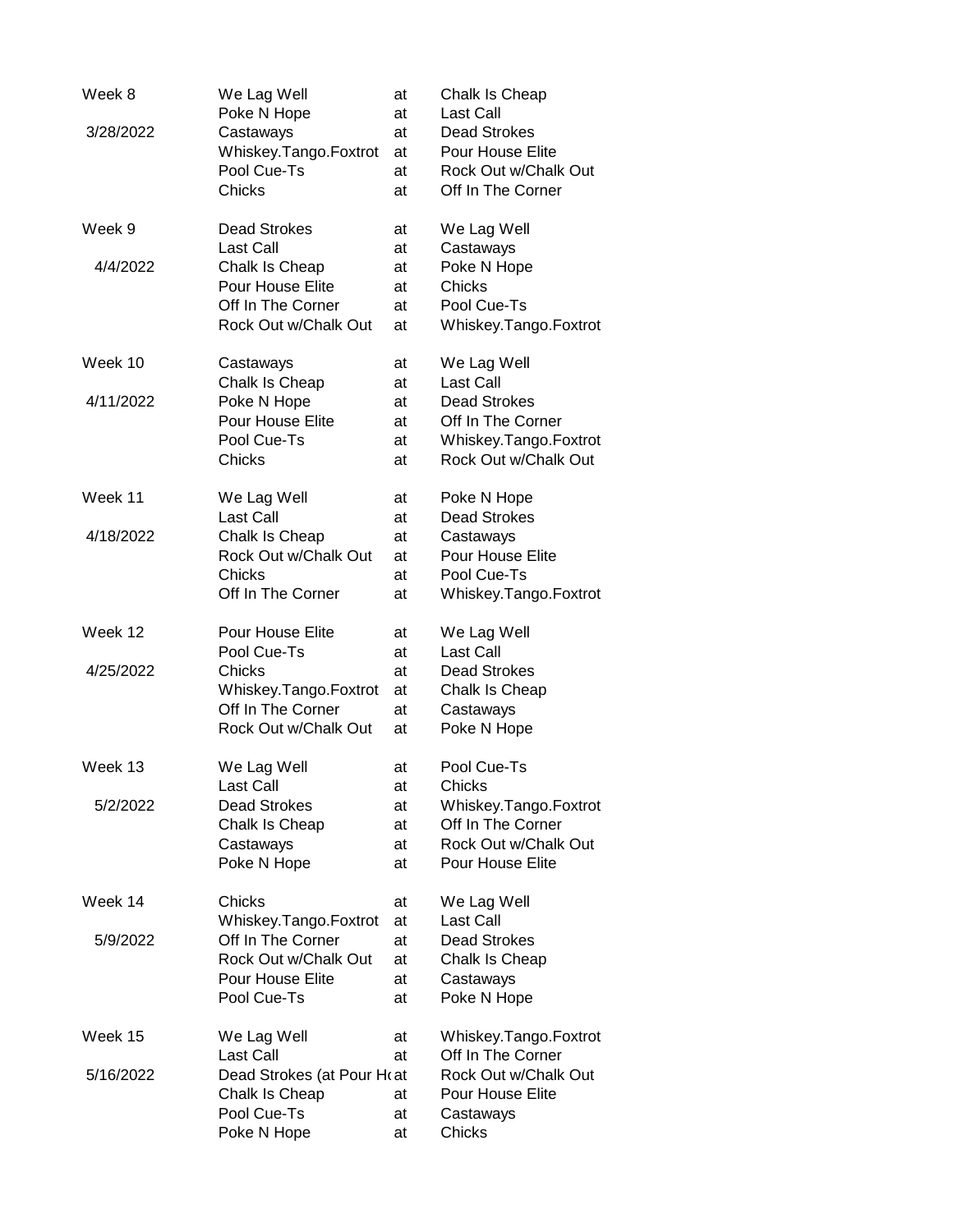| Week | Away | | Home |
|---|---|---|---|
| Week 8 | We Lag Well | at | Chalk Is Cheap |
| | Poke N Hope | at | Last Call |
| 3/28/2022 | Castaways | at | Dead Strokes |
| | Whiskey.Tango.Foxtrot | at | Pour House Elite |
| | Pool Cue-Ts | at | Rock Out w/Chalk Out |
| | Chicks | at | Off In The Corner |
| Week 9 | Dead Strokes | at | We Lag Well |
| | Last Call | at | Castaways |
| 4/4/2022 | Chalk Is Cheap | at | Poke N Hope |
| | Pour House Elite | at | Chicks |
| | Off In The Corner | at | Pool Cue-Ts |
| | Rock Out w/Chalk Out | at | Whiskey.Tango.Foxtrot |
| Week 10 | Castaways | at | We Lag Well |
| | Chalk Is Cheap | at | Last Call |
| 4/11/2022 | Poke N Hope | at | Dead Strokes |
| | Pour House Elite | at | Off In The Corner |
| | Pool Cue-Ts | at | Whiskey.Tango.Foxtrot |
| | Chicks | at | Rock Out w/Chalk Out |
| Week 11 | We Lag Well | at | Poke N Hope |
| | Last Call | at | Dead Strokes |
| 4/18/2022 | Chalk Is Cheap | at | Castaways |
| | Rock Out w/Chalk Out | at | Pour House Elite |
| | Chicks | at | Pool Cue-Ts |
| | Off In The Corner | at | Whiskey.Tango.Foxtrot |
| Week 12 | Pour House Elite | at | We Lag Well |
| | Pool Cue-Ts | at | Last Call |
| 4/25/2022 | Chicks | at | Dead Strokes |
| | Whiskey.Tango.Foxtrot | at | Chalk Is Cheap |
| | Off In The Corner | at | Castaways |
| | Rock Out w/Chalk Out | at | Poke N Hope |
| Week 13 | We Lag Well | at | Pool Cue-Ts |
| | Last Call | at | Chicks |
| 5/2/2022 | Dead Strokes | at | Whiskey.Tango.Foxtrot |
| | Chalk Is Cheap | at | Off In The Corner |
| | Castaways | at | Rock Out w/Chalk Out |
| | Poke N Hope | at | Pour House Elite |
| Week 14 | Chicks | at | We Lag Well |
| | Whiskey.Tango.Foxtrot | at | Last Call |
| 5/9/2022 | Off In The Corner | at | Dead Strokes |
| | Rock Out w/Chalk Out | at | Chalk Is Cheap |
| | Pour House Elite | at | Castaways |
| | Pool Cue-Ts | at | Poke N Hope |
| Week 15 | We Lag Well | at | Whiskey.Tango.Foxtrot |
| | Last Call | at | Off In The Corner |
| 5/16/2022 | Dead Strokes (at Pour H | at | Rock Out w/Chalk Out |
| | Chalk Is Cheap | at | Pour House Elite |
| | Pool Cue-Ts | at | Castaways |
| | Poke N Hope | at | Chicks |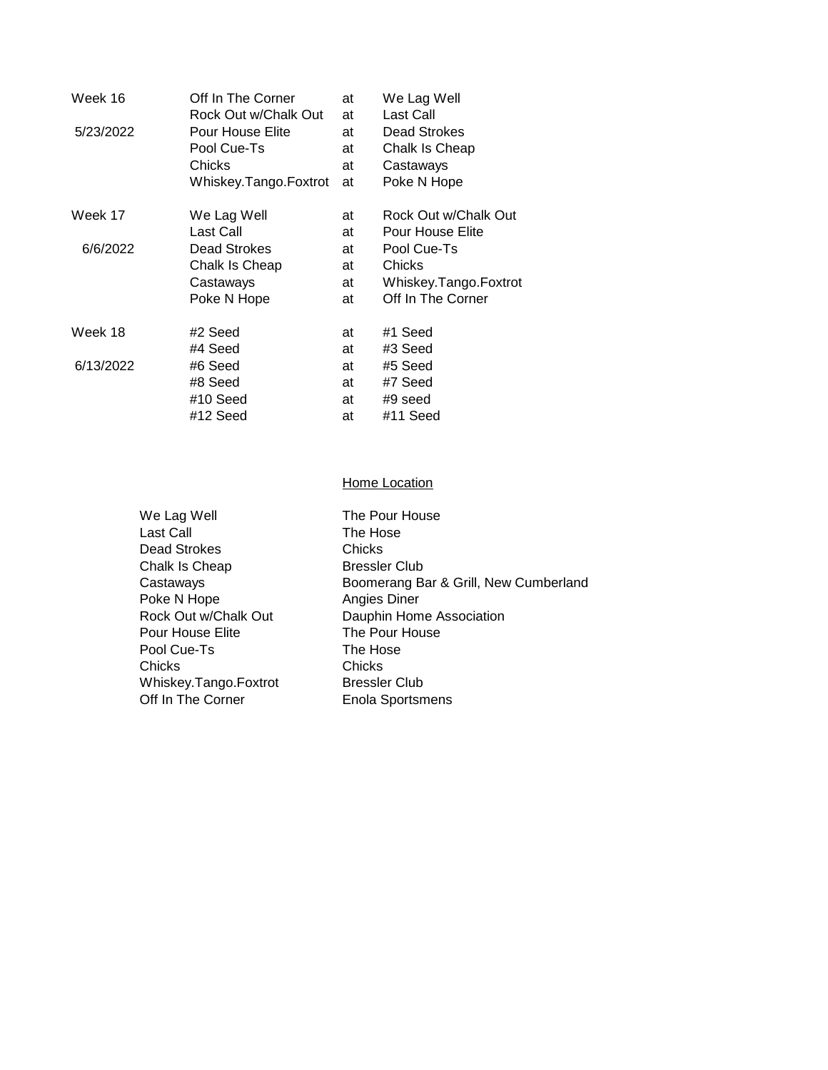| | | | |
|---|---|---|---|
| Week 16 | Off In The Corner | at | We Lag Well |
| | Rock Out w/Chalk Out | at | Last Call |
| 5/23/2022 | Pour House Elite | at | Dead Strokes |
| | Pool Cue-Ts | at | Chalk Is Cheap |
| | Chicks | at | Castaways |
| | Whiskey.Tango.Foxtrot | at | Poke N Hope |
| Week 17 | We Lag Well | at | Rock Out w/Chalk Out |
| | Last Call | at | Pour House Elite |
| 6/6/2022 | Dead Strokes | at | Pool Cue-Ts |
| | Chalk Is Cheap | at | Chicks |
| | Castaways | at | Whiskey.Tango.Foxtrot |
| | Poke N Hope | at | Off In The Corner |
| Week 18 | #2 Seed | at | #1 Seed |
| | #4 Seed | at | #3 Seed |
| 6/13/2022 | #6 Seed | at | #5 Seed |
| | #8 Seed | at | #7 Seed |
| | #10 Seed | at | #9 seed |
| | #12 Seed | at | #11 Seed |

| | Home Location |
|---|---|
| We Lag Well | The Pour House |
| Last Call | The Hose |
| Dead Strokes | Chicks |
| Chalk Is Cheap | Bressler Club |
| Castaways | Boomerang Bar & Grill, New Cumberland |
| Poke N Hope | Angies Diner |
| Rock Out w/Chalk Out | Dauphin Home Association |
| Pour House Elite | The Pour House |
| Pool Cue-Ts | The Hose |
| Chicks | Chicks |
| Whiskey.Tango.Foxtrot | Bressler Club |
| Off In The Corner | Enola Sportsmens |